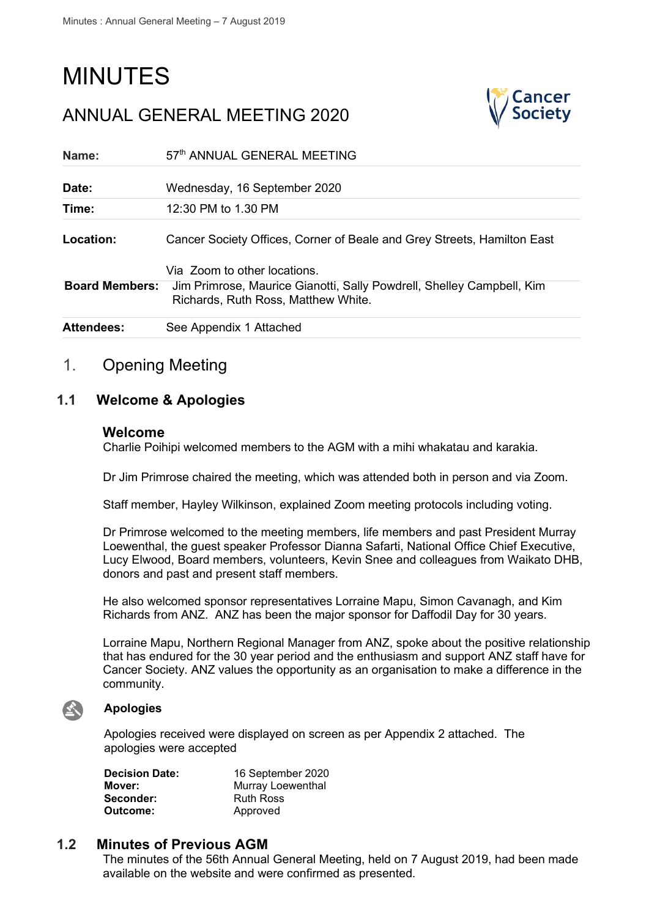# MINUTES

## ANNUAL GENERAL MEETING 2020

| | |
|---|---|
| **Name:** | 57th ANNUAL GENERAL MEETING |
| **Date:** | Wednesday, 16 September 2020 |
| **Time:** | 12:30 PM to 1.30 PM |
| **Location:** | Cancer Society Offices, Corner of Beale and Grey Streets, Hamilton East<br><br>Via Zoom to other locations. |
| **Board Members:** | Jim Primrose, Maurice Gianotti, Sally Powdrell, Shelley Campbell, Kim Richards, Ruth Ross, Matthew White. |
| **Attendees:** | See Appendix 1 Attached |

# 1. Opening Meeting

## 1.1 Welcome & Apologies

### Welcome

Charlie Poihipi welcomed members to the AGM with a mihi whakatau and karakia.

Dr Jim Primrose chaired the meeting, which was attended both in person and via Zoom.

Staff member, Hayley Wilkinson, explained Zoom meeting protocols including voting.

Dr Primrose welcomed to the meeting members, life members and past President Murray Loewenthal, the guest speaker Professor Dianna Safarti, National Office Chief Executive, Lucy Elwood, Board members, volunteers, Kevin Snee and colleagues from Waikato DHB, donors and past and present staff members.

He also welcomed sponsor representatives Lorraine Mapu, Simon Cavanagh, and Kim Richards from ANZ. ANZ has been the major sponsor for Daffodil Day for 30 years.

Lorraine Mapu, Northern Regional Manager from ANZ, spoke about the positive relationship that has endured for the 30 year period and the enthusiasm and support ANZ staff have for Cancer Society. ANZ values the opportunity as an organisation to make a difference in the community.

### Apologies

Apologies received were displayed on screen as per Appendix 2 attached. The apologies were accepted

| | |
|---|---|
| **Decision Date:** | 16 September 2020 |
| **Mover:** | Murray Loewenthal |
| **Seconder:** | Ruth Ross |
| **Outcome:** | Approved |

## 1.2 Minutes of Previous AGM

The minutes of the 56th Annual General Meeting, held on 7 August 2019, had been made available on the website and were confirmed as presented.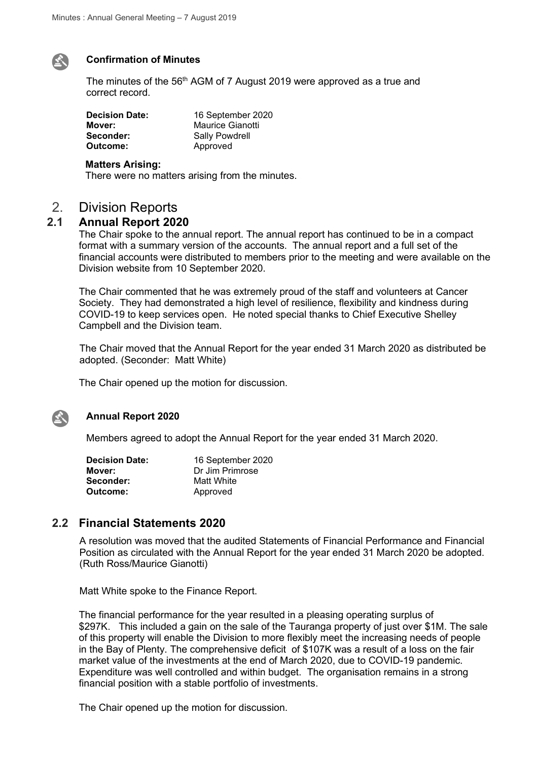**Confirmation of Minutes**

The minutes of the 56th AGM of 7 August 2019 were approved as a true and correct record.

| | |
|---|---|
| **Decision Date:** | 16 September 2020 |
| **Mover:** | Maurice Gianotti |
| **Seconder:** | Sally Powdrell |
| **Outcome:** | Approved |

**Matters Arising:**

There were no matters arising from the minutes.

## 2. Division Reports

### 2.1 Annual Report 2020

The Chair spoke to the annual report. The annual report has continued to be in a compact format with a summary version of the accounts. The annual report and a full set of the financial accounts were distributed to members prior to the meeting and were available on the Division website from 10 September 2020.

The Chair commented that he was extremely proud of the staff and volunteers at Cancer Society. They had demonstrated a high level of resilience, flexibility and kindness during COVID-19 to keep services open. He noted special thanks to Chief Executive Shelley Campbell and the Division team.

The Chair moved that the Annual Report for the year ended 31 March 2020 as distributed be adopted. (Seconder: Matt White)

The Chair opened up the motion for discussion.

**Annual Report 2020**

Members agreed to adopt the Annual Report for the year ended 31 March 2020.

| | |
|---|---|
| **Decision Date:** | 16 September 2020 |
| **Mover:** | Dr Jim Primrose |
| **Seconder:** | Matt White |
| **Outcome:** | Approved |

### 2.2 Financial Statements 2020

A resolution was moved that the audited Statements of Financial Performance and Financial Position as circulated with the Annual Report for the year ended 31 March 2020 be adopted. (Ruth Ross/Maurice Gianotti)

Matt White spoke to the Finance Report.

The financial performance for the year resulted in a pleasing operating surplus of $297K. This included a gain on the sale of the Tauranga property of just over $1M. The sale of this property will enable the Division to more flexibly meet the increasing needs of people in the Bay of Plenty. The comprehensive deficit of $107K was a result of a loss on the fair market value of the investments at the end of March 2020, due to COVID-19 pandemic. Expenditure was well controlled and within budget. The organisation remains in a strong financial position with a stable portfolio of investments.

The Chair opened up the motion for discussion.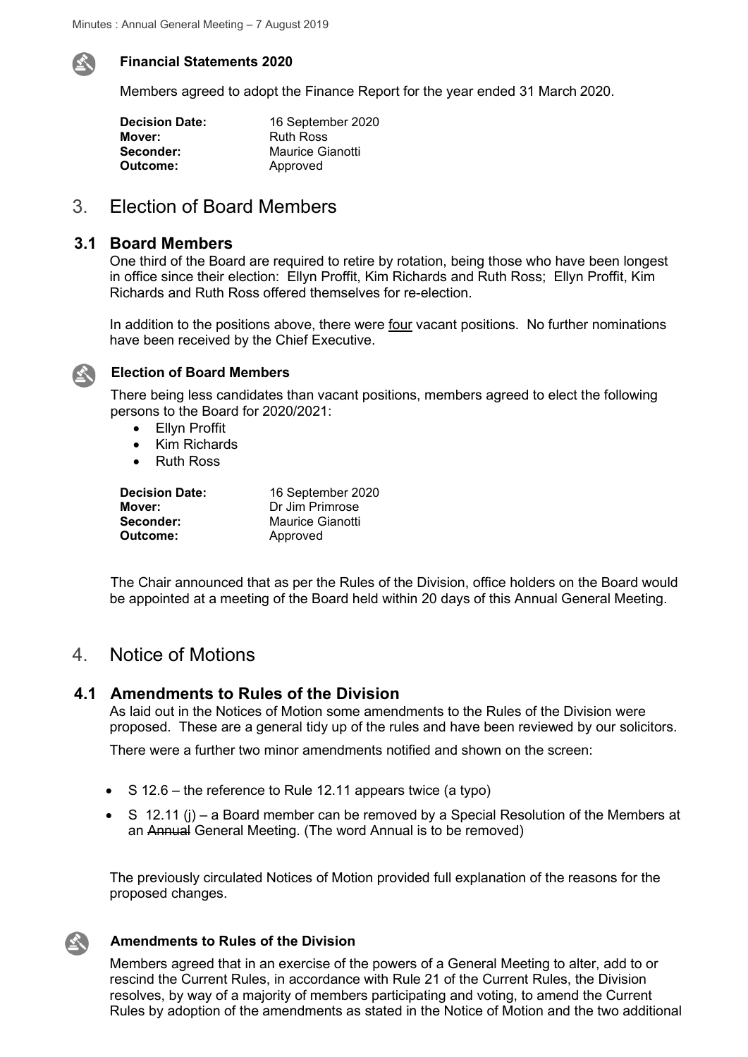#### Financial Statements 2020

Members agreed to adopt the Finance Report for the year ended 31 March 2020.

| | |
|---|---|
| **Decision Date:** | 16 September 2020 |
| **Mover:** | Ruth Ross |
| **Seconder:** | Maurice Gianotti |
| **Outcome:** | Approved |

## 3. Election of Board Members

### 3.1 Board Members

One third of the Board are required to retire by rotation, being those who have been longest in office since their election: Ellyn Proffit, Kim Richards and Ruth Ross; Ellyn Proffit, Kim Richards and Ruth Ross offered themselves for re-election.

In addition to the positions above, there were four vacant positions. No further nominations have been received by the Chief Executive.

#### Election of Board Members

There being less candidates than vacant positions, members agreed to elect the following persons to the Board for 2020/2021:

- Ellyn Proffit
- Kim Richards
- Ruth Ross

| | |
|---|---|
| **Decision Date:** | 16 September 2020 |
| **Mover:** | Dr Jim Primrose |
| **Seconder:** | Maurice Gianotti |
| **Outcome:** | Approved |

The Chair announced that as per the Rules of the Division, office holders on the Board would be appointed at a meeting of the Board held within 20 days of this Annual General Meeting.

## 4. Notice of Motions

### 4.1 Amendments to Rules of the Division

As laid out in the Notices of Motion some amendments to the Rules of the Division were proposed. These are a general tidy up of the rules and have been reviewed by our solicitors.

There were a further two minor amendments notified and shown on the screen:

- S 12.6 – the reference to Rule 12.11 appears twice (a typo)
- S 12.11 (j) – a Board member can be removed by a Special Resolution of the Members at an ~~Annual~~ General Meeting. (The word Annual is to be removed)

The previously circulated Notices of Motion provided full explanation of the reasons for the proposed changes.

#### Amendments to Rules of the Division

Members agreed that in an exercise of the powers of a General Meeting to alter, add to or rescind the Current Rules, in accordance with Rule 21 of the Current Rules, the Division resolves, by way of a majority of members participating and voting, to amend the Current Rules by adoption of the amendments as stated in the Notice of Motion and the two additional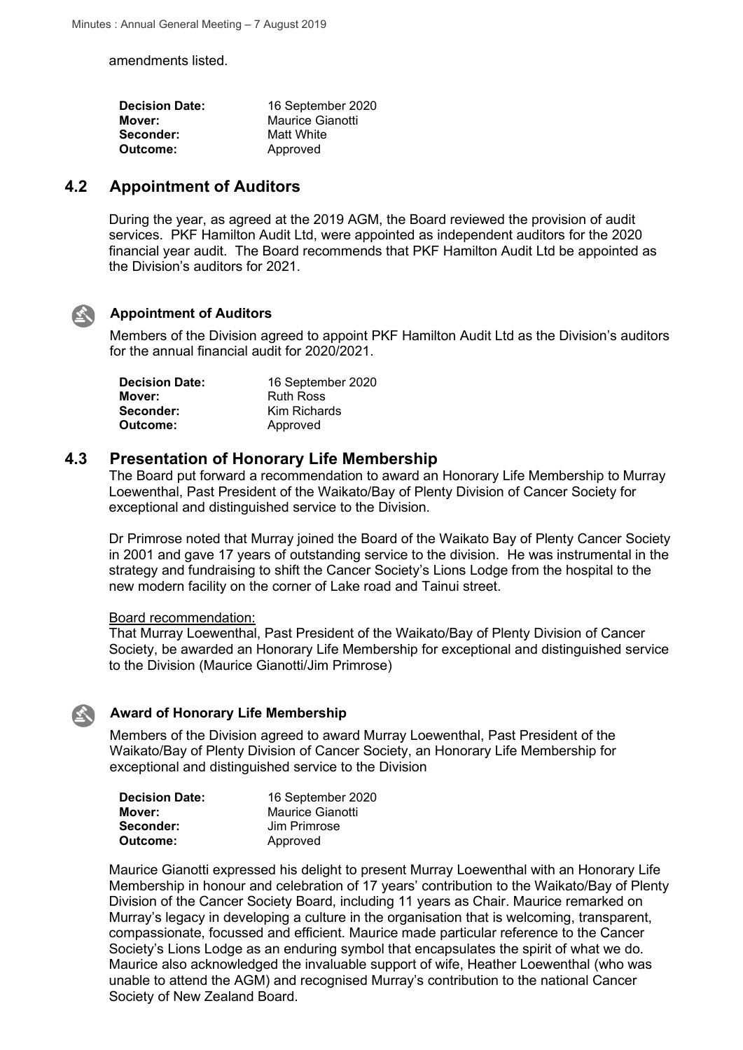amendments listed.

| | |
|---|---|
| **Decision Date:** | 16 September 2020 |
| **Mover:** | Maurice Gianotti |
| **Seconder:** | Matt White |
| **Outcome:** | Approved |

## 4.2 Appointment of Auditors

During the year, as agreed at the 2019 AGM, the Board reviewed the provision of audit services. PKF Hamilton Audit Ltd, were appointed as independent auditors for the 2020 financial year audit. The Board recommends that PKF Hamilton Audit Ltd be appointed as the Division's auditors for 2021.

### Appointment of Auditors

Members of the Division agreed to appoint PKF Hamilton Audit Ltd as the Division's auditors for the annual financial audit for 2020/2021.

| | |
|---|---|
| **Decision Date:** | 16 September 2020 |
| **Mover:** | Ruth Ross |
| **Seconder:** | Kim Richards |
| **Outcome:** | Approved |

## 4.3 Presentation of Honorary Life Membership

The Board put forward a recommendation to award an Honorary Life Membership to Murray Loewenthal, Past President of the Waikato/Bay of Plenty Division of Cancer Society for exceptional and distinguished service to the Division.

Dr Primrose noted that Murray joined the Board of the Waikato Bay of Plenty Cancer Society in 2001 and gave 17 years of outstanding service to the division. He was instrumental in the strategy and fundraising to shift the Cancer Society's Lions Lodge from the hospital to the new modern facility on the corner of Lake road and Tainui street.

Board recommendation:
That Murray Loewenthal, Past President of the Waikato/Bay of Plenty Division of Cancer Society, be awarded an Honorary Life Membership for exceptional and distinguished service to the Division (Maurice Gianotti/Jim Primrose)

### Award of Honorary Life Membership

Members of the Division agreed to award Murray Loewenthal, Past President of the Waikato/Bay of Plenty Division of Cancer Society, an Honorary Life Membership for exceptional and distinguished service to the Division

| | |
|---|---|
| **Decision Date:** | 16 September 2020 |
| **Mover:** | Maurice Gianotti |
| **Seconder:** | Jim Primrose |
| **Outcome:** | Approved |

Maurice Gianotti expressed his delight to present Murray Loewenthal with an Honorary Life Membership in honour and celebration of 17 years' contribution to the Waikato/Bay of Plenty Division of the Cancer Society Board, including 11 years as Chair. Maurice remarked on Murray's legacy in developing a culture in the organisation that is welcoming, transparent, compassionate, focussed and efficient. Maurice made particular reference to the Cancer Society's Lions Lodge as an enduring symbol that encapsulates the spirit of what we do. Maurice also acknowledged the invaluable support of wife, Heather Loewenthal (who was unable to attend the AGM) and recognised Murray's contribution to the national Cancer Society of New Zealand Board.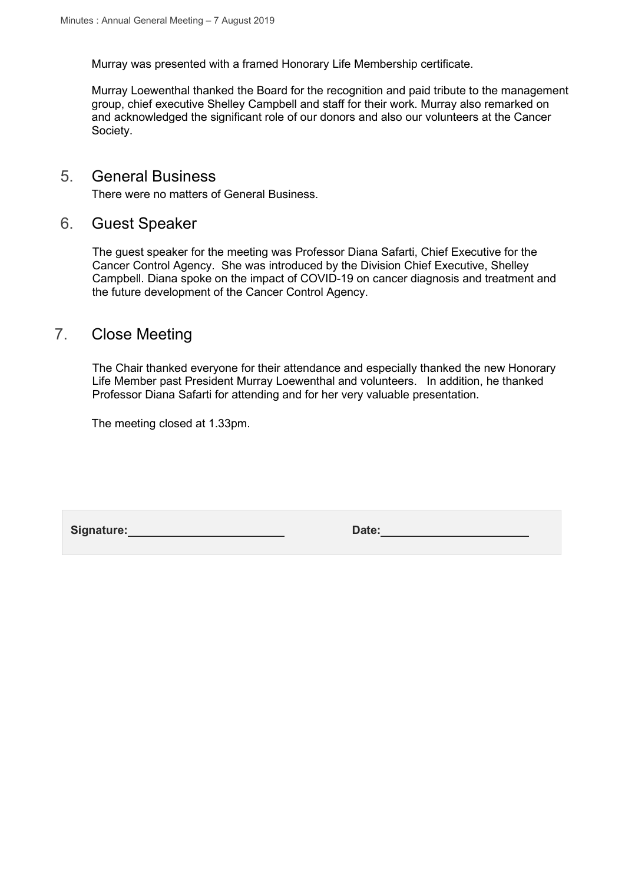Murray was presented with a framed Honorary Life Membership certificate.

Murray Loewenthal thanked the Board for the recognition and paid tribute to the management group, chief executive Shelley Campbell and staff for their work. Murray also remarked on and acknowledged the significant role of our donors and also our volunteers at the Cancer Society.

## 5. General Business

There were no matters of General Business.

## 6. Guest Speaker

The guest speaker for the meeting was Professor Diana Safarti, Chief Executive for the Cancer Control Agency. She was introduced by the Division Chief Executive, Shelley Campbell. Diana spoke on the impact of COVID-19 on cancer diagnosis and treatment and the future development of the Cancer Control Agency.

## 7. Close Meeting

The Chair thanked everyone for their attendance and especially thanked the new Honorary Life Member past President Murray Loewenthal and volunteers. In addition, he thanked Professor Diana Safarti for attending and for her very valuable presentation.

The meeting closed at 1.33pm.

| **Signature:** ________________________ | **Date:** ______________________ |
| --- | --- |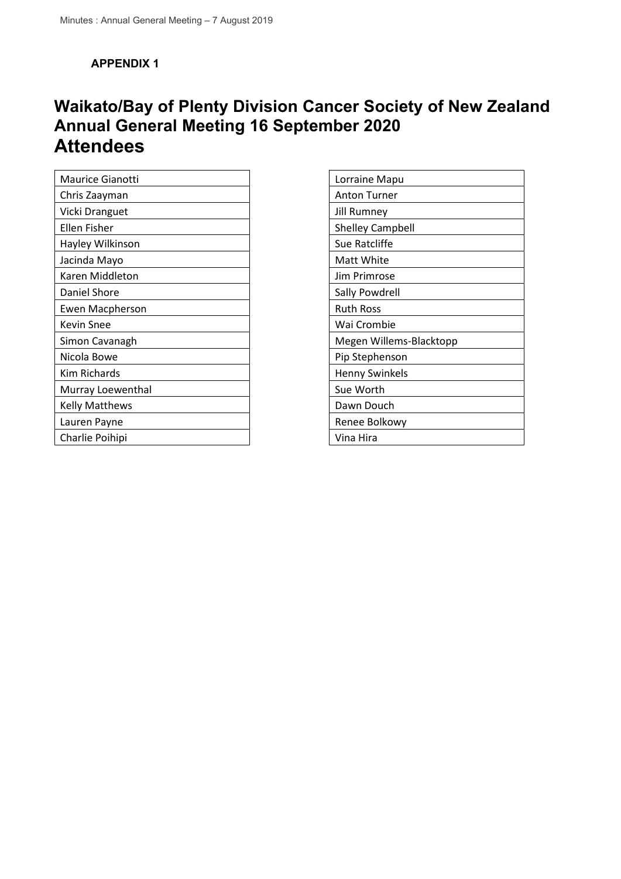**APPENDIX 1**

# Waikato/Bay of Plenty Division Cancer Society of New Zealand Annual General Meeting 16 September 2020
# Attendees

| Maurice Gianotti |
|---|
| Chris Zaayman |
| Vicki Dranguet |
| Ellen Fisher |
| Hayley Wilkinson |
| Jacinda Mayo |
| Karen Middleton |
| Daniel Shore |
| Ewen Macpherson |
| Kevin Snee |
| Simon Cavanagh |
| Nicola Bowe |
| Kim Richards |
| Murray Loewenthal |
| Kelly Matthews |
| Lauren Payne |
| Charlie Poihipi |

| Lorraine Mapu |
|---|
| Anton Turner |
| Jill Rumney |
| Shelley Campbell |
| Sue Ratcliffe |
| Matt White |
| Jim Primrose |
| Sally Powdrell |
| Ruth Ross |
| Wai Crombie |
| Megen Willems-Blacktopp |
| Pip Stephenson |
| Henny Swinkels |
| Sue Worth |
| Dawn Douch |
| Renee Bolkowy |
| Vina Hira |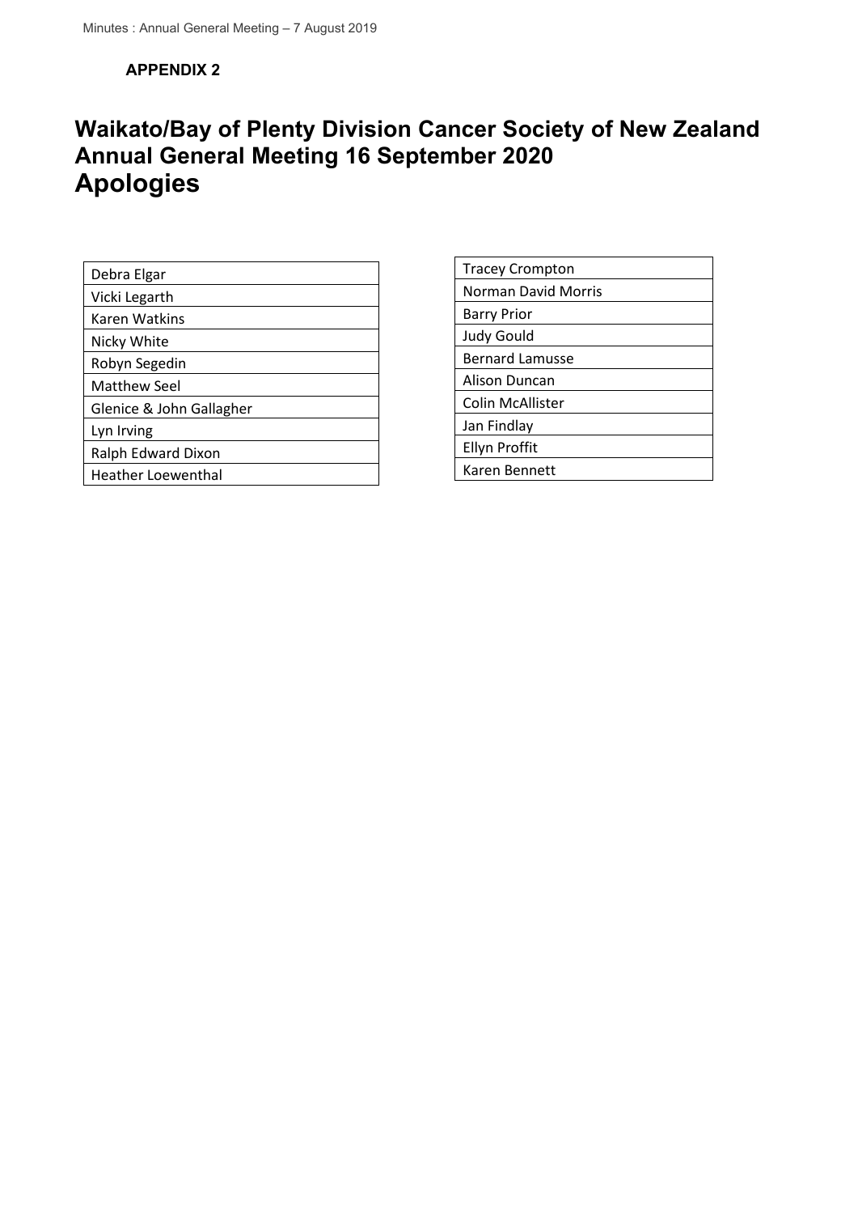**APPENDIX 2**

# Waikato/Bay of Plenty Division Cancer Society of New Zealand Annual General Meeting 16 September 2020
# Apologies

| |
|---|
| Debra Elgar |
| Vicki Legarth |
| Karen Watkins |
| Nicky White |
| Robyn Segedin |
| Matthew Seel |
| Glenice & John Gallagher |
| Lyn Irving |
| Ralph Edward Dixon |
| Heather Loewenthal |

| |
|---|
| Tracey Crompton |
| Norman David Morris |
| Barry Prior |
| Judy Gould |
| Bernard Lamusse |
| Alison Duncan |
| Colin McAllister |
| Jan Findlay |
| Ellyn Proffit |
| Karen Bennett |